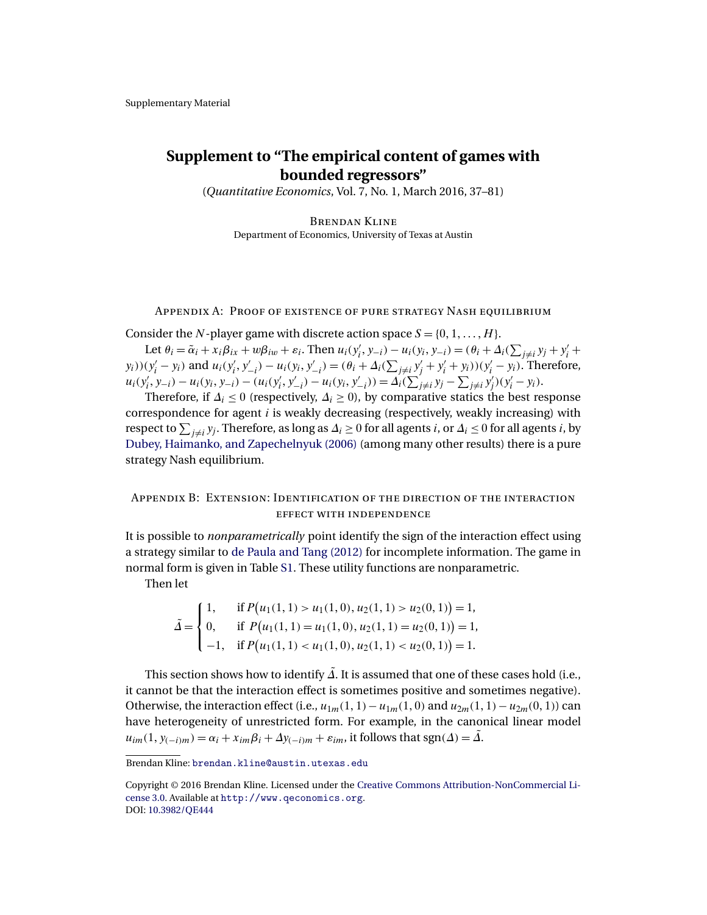Supplementary Material

# Supplement to "The empirical content of games with bounded regressors"

(*Quantitative Economics*, Vol. 7, No. 1, March 2016, 37–81)

Brendan Kline
Department of Economics, University of Texas at Austin

## Appendix A: Proof of existence of pure strategy Nash equilibrium

Consider the $N$-player game with discrete action space $S = \{0, 1, \ldots, H\}$.

Let $\theta_i = \tilde{\alpha}_i + x_i\beta_{ix} + w\beta_{iw} + \varepsilon_i$. Then $u_i(y_i', y_{-i}) - u_i(y_i, y_{-i}) = (\theta_i + \Delta_i(\sum_{j\neq i} y_j + y_i' + y_i))(y_i' - y_i)$ and $u_i(y_i', y_{-i}') - u_i(y_i, y_{-i}') = (\theta_i + \Delta_i(\sum_{j\neq i} y_j' + y_i' + y_i))(y_i' - y_i)$. Therefore, $u_i(y_i', y_{-i}) - u_i(y_i, y_{-i}) - (u_i(y_i', y_{-i}') - u_i(y_i, y_{-i}')) = \Delta_i(\sum_{j\neq i} y_j - \sum_{j\neq i} y_j')(y_i' - y_i)$.

Therefore, if $\Delta_i \leq 0$ (respectively, $\Delta_i \geq 0$), by comparative statics the best response correspondence for agent $i$ is weakly decreasing (respectively, weakly increasing) with respect to $\sum_{j\neq i} y_j$. Therefore, as long as $\Delta_i \geq 0$ for all agents $i$, or $\Delta_i \leq 0$ for all agents $i$, by Dubey, Haimanko, and Zapechelnyuk (2006) (among many other results) there is a pure strategy Nash equilibrium.

## Appendix B: Extension: Identification of the direction of the interaction effect with independence

It is possible to *nonparametrically* point identify the sign of the interaction effect using a strategy similar to de Paula and Tang (2012) for incomplete information. The game in normal form is given in Table S1. These utility functions are nonparametric.

Then let

$$\tilde{\Delta} = \begin{cases} 1, & \text{if } P\big(u_1(1,1) > u_1(1,0), u_2(1,1) > u_2(0,1)\big) = 1, \\ 0, & \text{if } P\big(u_1(1,1) = u_1(1,0), u_2(1,1) = u_2(0,1)\big) = 1, \\ -1, & \text{if } P\big(u_1(1,1) < u_1(1,0), u_2(1,1) < u_2(0,1)\big) = 1. \end{cases}$$

This section shows how to identify $\tilde{\Delta}$. It is assumed that one of these cases hold (i.e., it cannot be that the interaction effect is sometimes positive and sometimes negative). Otherwise, the interaction effect (i.e., $u_{1m}(1,1) - u_{1m}(1,0)$ and $u_{2m}(1,1) - u_{2m}(0,1)$) can have heterogeneity of unrestricted form. For example, in the canonical linear model $u_{im}(1, y_{(-i)m}) = \alpha_i + x_{im}\beta_i + \Delta y_{(-i)m} + \varepsilon_{im}$, it follows that $\text{sgn}(\Delta) = \tilde{\Delta}$.

Brendan Kline: brendan.kline@austin.utexas.edu

Copyright © 2016 Brendan Kline. Licensed under the Creative Commons Attribution-NonCommercial License 3.0. Available at http://www.qeconomics.org.
DOI: 10.3982/QE444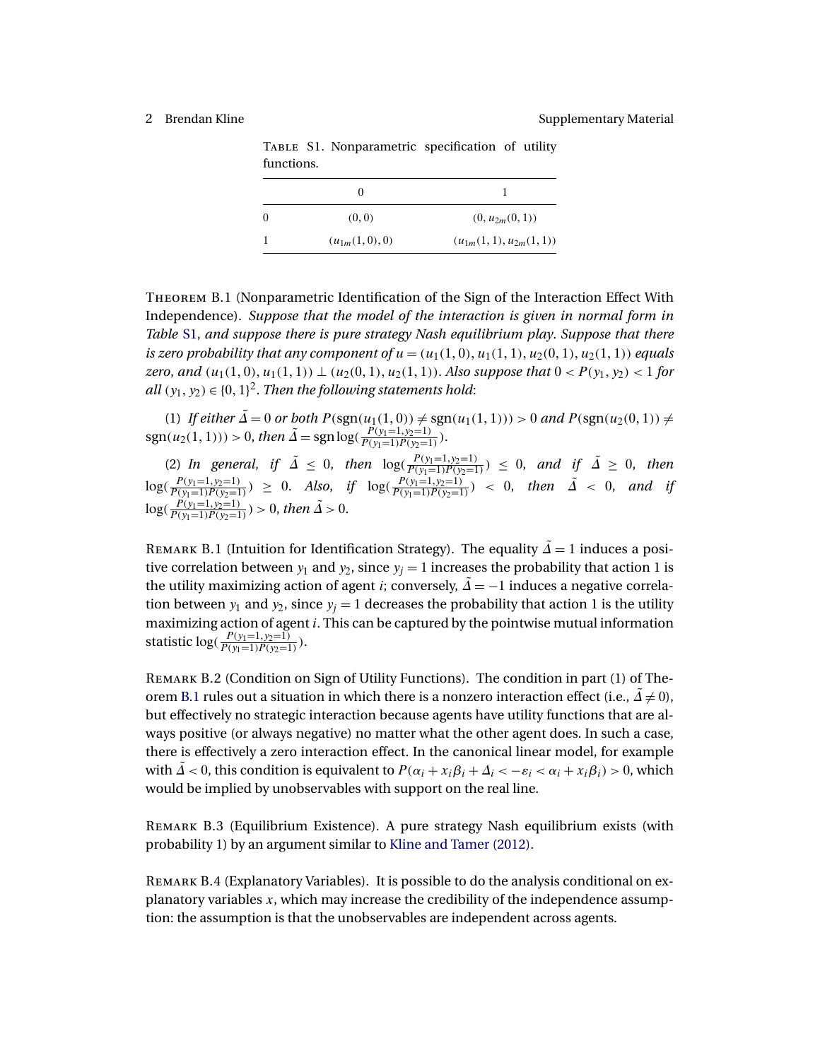TABLE S1. Nonparametric specification of utility functions.

|   | 0 | 1 |
|---|---|---|
| 0 | $(0, 0)$ | $(0, u_{2m}(0, 1))$ |
| 1 | $(u_{1m}(1, 0), 0)$ | $(u_{1m}(1, 1), u_{2m}(1, 1))$ |

THEOREM B.1 (Nonparametric Identification of the Sign of the Interaction Effect With Independence). *Suppose that the model of the interaction is given in normal form in Table S1, and suppose there is pure strategy Nash equilibrium play. Suppose that there is zero probability that any component of $u = (u_1(1,0), u_1(1,1), u_2(0,1), u_2(1,1))$ equals zero, and $(u_1(1,0), u_1(1,1)) \perp (u_2(0,1), u_2(1,1))$. Also suppose that $0 < P(y_1, y_2) < 1$ for all $(y_1, y_2) \in \{0,1\}^2$. Then the following statements hold*:

(1) *If either $\tilde{\Delta} = 0$ or both $P(\text{sgn}(u_1(1,0)) \neq \text{sgn}(u_1(1,1))) > 0$ and $P(\text{sgn}(u_2(0,1)) \neq \text{sgn}(u_2(1,1))) > 0$, then $\tilde{\Delta} = \text{sgn} \log(\frac{P(y_1=1, y_2=1)}{P(y_1=1)P(y_2=1)})$.*

(2) *In general, if $\tilde{\Delta} \leq 0$, then $\log(\frac{P(y_1=1, y_2=1)}{P(y_1=1)P(y_2=1)}) \leq 0$, and if $\tilde{\Delta} \geq 0$, then $\log(\frac{P(y_1=1, y_2=1)}{P(y_1=1)P(y_2=1)}) \geq 0$. Also, if $\log(\frac{P(y_1=1, y_2=1)}{P(y_1=1)P(y_2=1)}) < 0$, then $\tilde{\Delta} < 0$, and if $\log(\frac{P(y_1=1, y_2=1)}{P(y_1=1)P(y_2=1)}) > 0$, then $\tilde{\Delta} > 0$.*

REMARK B.1 (Intuition for Identification Strategy). The equality $\tilde{\Delta} = 1$ induces a positive correlation between $y_1$ and $y_2$, since $y_j = 1$ increases the probability that action 1 is the utility maximizing action of agent $i$; conversely, $\tilde{\Delta} = -1$ induces a negative correlation between $y_1$ and $y_2$, since $y_j = 1$ decreases the probability that action 1 is the utility maximizing action of agent $i$. This can be captured by the pointwise mutual information statistic $\log(\frac{P(y_1=1, y_2=1)}{P(y_1=1)P(y_2=1)})$.

REMARK B.2 (Condition on Sign of Utility Functions). The condition in part (1) of Theorem B.1 rules out a situation in which there is a nonzero interaction effect (i.e., $\tilde{\Delta} \neq 0$), but effectively no strategic interaction because agents have utility functions that are always positive (or always negative) no matter what the other agent does. In such a case, there is effectively a zero interaction effect. In the canonical linear model, for example with $\tilde{\Delta} < 0$, this condition is equivalent to $P(\alpha_i + x_i\beta_i + \Delta_i < -\varepsilon_i < \alpha_i + x_i\beta_i) > 0$, which would be implied by unobservables with support on the real line.

REMARK B.3 (Equilibrium Existence). A pure strategy Nash equilibrium exists (with probability 1) by an argument similar to Kline and Tamer (2012).

REMARK B.4 (Explanatory Variables). It is possible to do the analysis conditional on explanatory variables $x$, which may increase the credibility of the independence assumption: the assumption is that the unobservables are independent across agents.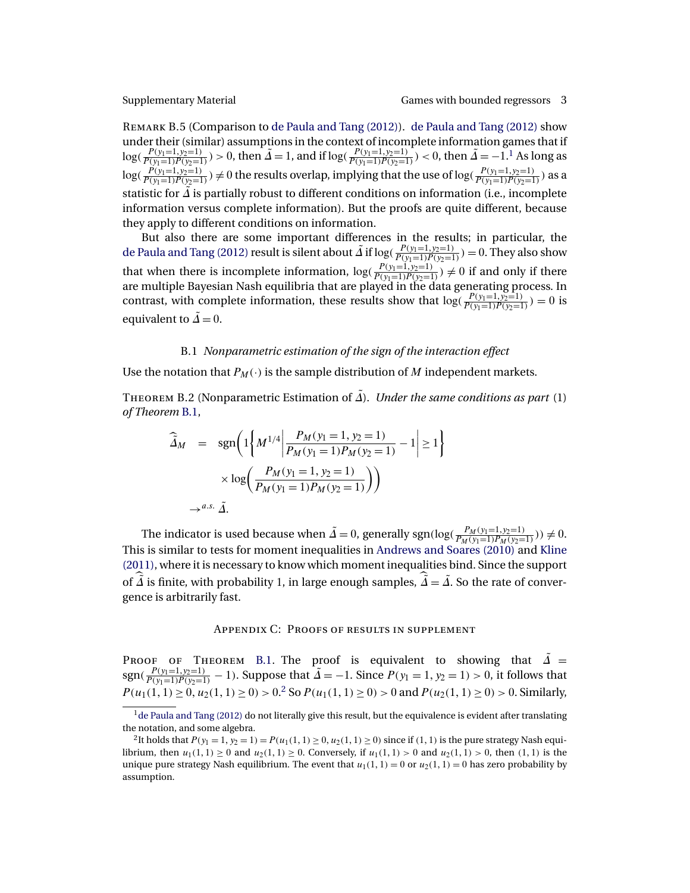REMARK B.5 (Comparison to de Paula and Tang (2012)). de Paula and Tang (2012) show under their (similar) assumptions in the context of incomplete information games that if $\log(\frac{P(y_1=1,y_2=1)}{P(y_1=1)P(y_2=1)}) > 0$, then $\tilde{\Delta} = 1$, and if $\log(\frac{P(y_1=1,y_2=1)}{P(y_1=1)P(y_2=1)}) < 0$, then $\tilde{\Delta} = -1$.[1] As long as $\log(\frac{P(y_1=1,y_2=1)}{P(y_1=1)P(y_2=1)}) \neq 0$ the results overlap, implying that the use of $\log(\frac{P(y_1=1,y_2=1)}{P(y_1=1)P(y_2=1)})$ as a statistic for $\tilde{\Delta}$ is partially robust to different conditions on information (i.e., incomplete information versus complete information). But the proofs are quite different, because they apply to different conditions on information.

But also there are some important differences in the results; in particular, the de Paula and Tang (2012) result is silent about $\tilde{\Delta}$ if $\log(\frac{P(y_1=1,y_2=1)}{P(y_1=1)P(y_2=1)}) = 0$. They also show that when there is incomplete information, $\log(\frac{P(y_1=1,y_2=1)}{P(y_1=1)P(y_2=1)}) \neq 0$ if and only if there are multiple Bayesian Nash equilibria that are played in the data generating process. In contrast, with complete information, these results show that $\log(\frac{P(y_1=1,y_2=1)}{P(y_1=1)P(y_2=1)}) = 0$ is equivalent to $\tilde{\Delta} = 0$.

### B.1 *Nonparametric estimation of the sign of the interaction effect*

Use the notation that $P_M(\cdot)$ is the sample distribution of $M$ independent markets.

THEOREM B.2 (Nonparametric Estimation of $\tilde{\Delta}$). *Under the same conditions as part* (1) *of Theorem* B.1,

$$
\begin{aligned}
\widehat{\tilde{\Delta}}_M &= \operatorname{sgn}\Bigg(1\Bigg\{M^{1/4}\left|\frac{P_M(y_1=1,y_2=1)}{P_M(y_1=1)P_M(y_2=1)} - 1\right| \geq 1\Bigg\} \\
&\qquad \times \log\bigg(\frac{P_M(y_1=1,y_2=1)}{P_M(y_1=1)P_M(y_2=1)}\bigg)\Bigg) \\
&\to^{a.s.} \tilde{\Delta}.
\end{aligned}
$$

The indicator is used because when $\tilde{\Delta} = 0$, generally $\operatorname{sgn}(\log(\frac{P_M(y_1=1,y_2=1)}{P_M(y_1=1)P_M(y_2=1)})) \neq 0$. This is similar to tests for moment inequalities in Andrews and Soares (2010) and Kline (2011), where it is necessary to know which moment inequalities bind. Since the support of $\widehat{\tilde{\Delta}}$ is finite, with probability 1, in large enough samples, $\widehat{\tilde{\Delta}} = \tilde{\Delta}$. So the rate of convergence is arbitrarily fast.

## APPENDIX C: PROOFS OF RESULTS IN SUPPLEMENT

PROOF OF THEOREM B.1. The proof is equivalent to showing that $\tilde{\Delta} = \operatorname{sgn}(\frac{P(y_1=1,y_2=1)}{P(y_1=1)P(y_2=1)} - 1)$. Suppose that $\tilde{\Delta} = -1$. Since $P(y_1 = 1, y_2 = 1) > 0$, it follows that $P(u_1(1,1) \geq 0, u_2(1,1) \geq 0) > 0$.[2] So $P(u_1(1,1) \geq 0) > 0$ and $P(u_2(1,1) \geq 0) > 0$. Similarly,

---

[1] de Paula and Tang (2012) do not literally give this result, but the equivalence is evident after translating the notation, and some algebra.

[2] It holds that $P(y_1 = 1, y_2 = 1) = P(u_1(1,1) \geq 0, u_2(1,1) \geq 0)$ since if $(1,1)$ is the pure strategy Nash equilibrium, then $u_1(1,1) \geq 0$ and $u_2(1,1) \geq 0$. Conversely, if $u_1(1,1) > 0$ and $u_2(1,1) > 0$, then $(1,1)$ is the unique pure strategy Nash equilibrium. The event that $u_1(1,1) = 0$ or $u_2(1,1) = 0$ has zero probability by assumption.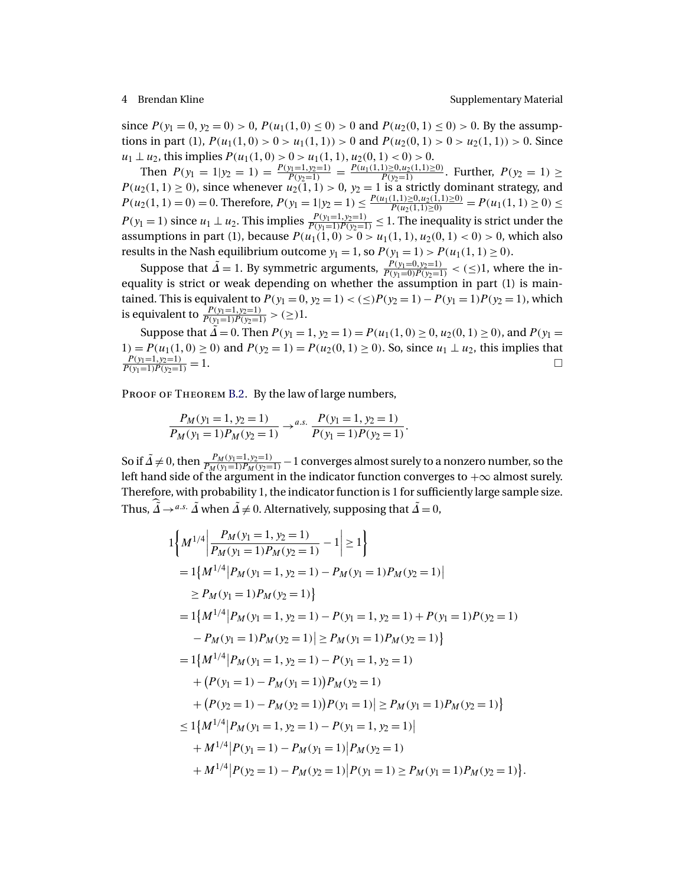since $P(y_1 = 0, y_2 = 0) > 0$, $P(u_1(1,0) \leq 0) > 0$ and $P(u_2(0,1) \leq 0) > 0$. By the assumptions in part (1), $P(u_1(1,0) > 0 > u_1(1,1)) > 0$ and $P(u_2(0,1) > 0 > u_2(1,1)) > 0$. Since $u_1 \perp u_2$, this implies $P(u_1(1,0) > 0 > u_1(1,1), u_2(0,1) < 0) > 0$.

Then $P(y_1 = 1 | y_2 = 1) = \frac{P(y_1=1, y_2=1)}{P(y_2=1)} = \frac{P(u_1(1,1) \geq 0, u_2(1,1) \geq 0)}{P(y_2=1)}$. Further, $P(y_2 = 1) \geq P(u_2(1,1) \geq 0)$, since whenever $u_2(1,1) > 0$, $y_2 = 1$ is a strictly dominant strategy, and $P(u_2(1,1) = 0) = 0$. Therefore, $P(y_1 = 1 | y_2 = 1) \leq \frac{P(u_1(1,1) \geq 0, u_2(1,1) \geq 0)}{P(u_2(1,1) \geq 0)} = P(u_1(1,1) \geq 0) \leq P(y_1 = 1)$ since $u_1 \perp u_2$. This implies $\frac{P(y_1=1, y_2=1)}{P(y_1=1)P(y_2=1)} \leq 1$. The inequality is strict under the assumptions in part (1), because $P(u_1(1,0) > 0 > u_1(1,1), u_2(0,1) < 0) > 0$, which also results in the Nash equilibrium outcome $y_1 = 1$, so $P(y_1 = 1) > P(u_1(1,1) \geq 0)$.

Suppose that $\tilde{\Delta} = 1$. By symmetric arguments, $\frac{P(y_1=0, y_2=1)}{P(y_1=0)P(y_2=1)} < (\leq) 1$, where the inequality is strict or weak depending on whether the assumption in part (1) is maintained. This is equivalent to $P(y_1 = 0, y_2 = 1) < (\leq) P(y_2 = 1) - P(y_1 = 1)P(y_2 = 1)$, which is equivalent to $\frac{P(y_1=1, y_2=1)}{P(y_1=1)P(y_2=1)} > (\geq) 1$.

Suppose that $\tilde{\Delta} = 0$. Then $P(y_1 = 1, y_2 = 1) = P(u_1(1,0) \geq 0, u_2(0,1) \geq 0)$, and $P(y_1 = 1) = P(u_1(1,0) \geq 0)$ and $P(y_2 = 1) = P(u_2(0,1) \geq 0)$. So, since $u_1 \perp u_2$, this implies that $\frac{P(y_1=1, y_2=1)}{P(y_1=1)P(y_2=1)} = 1$. □

Proof of Theorem B.2. By the law of large numbers,

$$\frac{P_M(y_1 = 1, y_2 = 1)}{P_M(y_1 = 1)P_M(y_2 = 1)} \rightarrow^{a.s.} \frac{P(y_1 = 1, y_2 = 1)}{P(y_1 = 1)P(y_2 = 1)}.$$

So if $\tilde{\Delta} \neq 0$, then $\frac{P_M(y_1=1, y_2=1)}{P_M(y_1=1)P_M(y_2=1)} - 1$ converges almost surely to a nonzero number, so the left hand side of the argument in the indicator function converges to $+\infty$ almost surely. Therefore, with probability 1, the indicator function is 1 for sufficiently large sample size. Thus, $\widehat{\tilde{\Delta}} \rightarrow^{a.s.} \tilde{\Delta}$ when $\tilde{\Delta} \neq 0$. Alternatively, supposing that $\tilde{\Delta} = 0$,

$$\begin{aligned}
&1\left\{M^{1/4}\left|\frac{P_M(y_1 = 1, y_2 = 1)}{P_M(y_1 = 1)P_M(y_2 = 1)} - 1\right| \geq 1\right\} \\
&= 1\big\{M^{1/4}\big|P_M(y_1 = 1, y_2 = 1) - P_M(y_1 = 1)P_M(y_2 = 1)\big| \\
&\quad \geq P_M(y_1 = 1)P_M(y_2 = 1)\big\} \\
&= 1\big\{M^{1/4}\big|P_M(y_1 = 1, y_2 = 1) - P(y_1 = 1, y_2 = 1) + P(y_1 = 1)P(y_2 = 1) \\
&\quad - P_M(y_1 = 1)P_M(y_2 = 1)\big| \geq P_M(y_1 = 1)P_M(y_2 = 1)\big\} \\
&= 1\big\{M^{1/4}\big|P_M(y_1 = 1, y_2 = 1) - P(y_1 = 1, y_2 = 1) \\
&\quad + \big(P(y_1 = 1) - P_M(y_1 = 1)\big)P_M(y_2 = 1) \\
&\quad + \big(P(y_2 = 1) - P_M(y_2 = 1)\big)P(y_1 = 1)\big| \geq P_M(y_1 = 1)P_M(y_2 = 1)\big\} \\
&\leq 1\big\{M^{1/4}\big|P_M(y_1 = 1, y_2 = 1) - P(y_1 = 1, y_2 = 1)\big| \\
&\quad + M^{1/4}\big|P(y_1 = 1) - P_M(y_1 = 1)\big|P_M(y_2 = 1) \\
&\quad + M^{1/4}\big|P(y_2 = 1) - P_M(y_2 = 1)\big|P(y_1 = 1) \geq P_M(y_1 = 1)P_M(y_2 = 1)\big\}.
\end{aligned}$$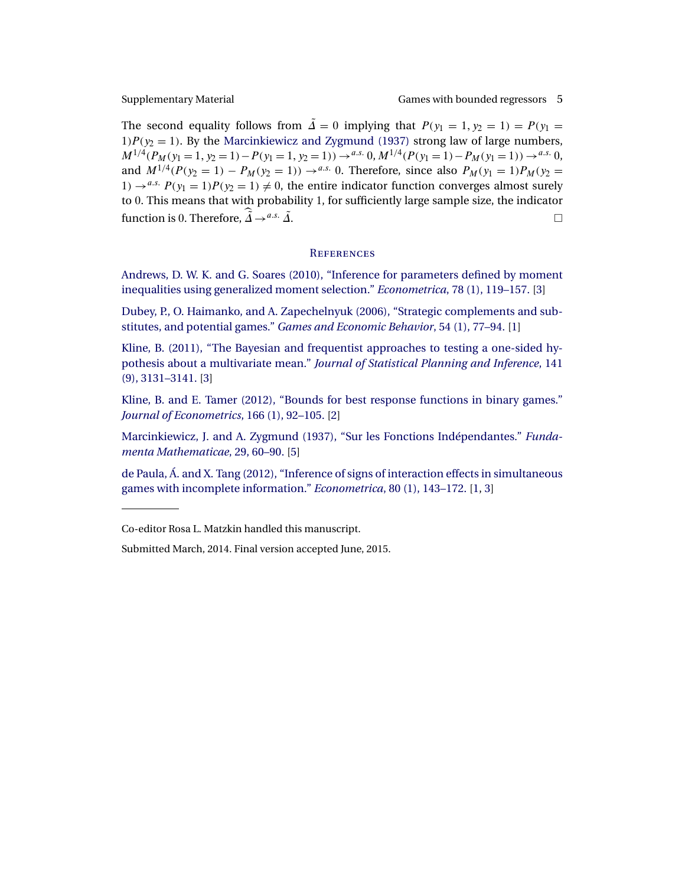The second equality follows from $\tilde{\Delta} = 0$ implying that $P(y_1 = 1, y_2 = 1) = P(y_1 = 1)P(y_2 = 1)$. By the Marcinkiewicz and Zygmund (1937) strong law of large numbers, $M^{1/4}(P_M(y_1 = 1, y_2 = 1) - P(y_1 = 1, y_2 = 1)) \to^{a.s.} 0$, $M^{1/4}(P(y_1 = 1) - P_M(y_1 = 1)) \to^{a.s.} 0$, and $M^{1/4}(P(y_2 = 1) - P_M(y_2 = 1)) \to^{a.s.} 0$. Therefore, since also $P_M(y_1 = 1)P_M(y_2 = 1) \to^{a.s.} P(y_1 = 1)P(y_2 = 1) \neq 0$, the entire indicator function converges almost surely to 0. This means that with probability 1, for sufficiently large sample size, the indicator function is 0. Therefore, $\widehat{\tilde{\Delta}} \to^{a.s.} \tilde{\Delta}$. □

## References

Andrews, D. W. K. and G. Soares (2010), "Inference for parameters defined by moment inequalities using generalized moment selection." *Econometrica*, 78 (1), 119–157. [3]

Dubey, P., O. Haimanko, and A. Zapechelnyuk (2006), "Strategic complements and substitutes, and potential games." *Games and Economic Behavior*, 54 (1), 77–94. [1]

Kline, B. (2011), "The Bayesian and frequentist approaches to testing a one-sided hypothesis about a multivariate mean." *Journal of Statistical Planning and Inference*, 141 (9), 3131–3141. [3]

Kline, B. and E. Tamer (2012), "Bounds for best response functions in binary games." *Journal of Econometrics*, 166 (1), 92–105. [2]

Marcinkiewicz, J. and A. Zygmund (1937), "Sur les Fonctions Indépendantes." *Fundamenta Mathematicae*, 29, 60–90. [5]

de Paula, Á. and X. Tang (2012), "Inference of signs of interaction effects in simultaneous games with incomplete information." *Econometrica*, 80 (1), 143–172. [1, 3]

---

Co-editor Rosa L. Matzkin handled this manuscript.

Submitted March, 2014. Final version accepted June, 2015.